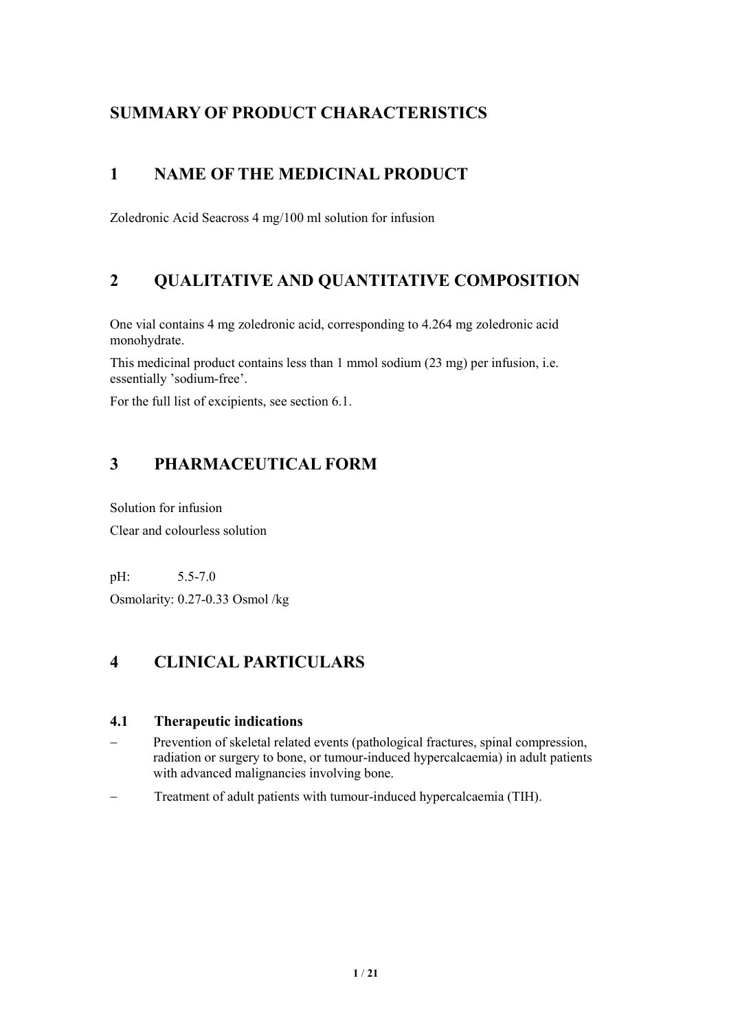# SUMMARY OF PRODUCT CHARACTERISTICS

## 1 NAME OF THE MEDICINAL PRODUCT

Zoledronic Acid Seacross 4 mg/100 ml solution for infusion

## 2 QUALITATIVE AND QUANTITATIVE COMPOSITION

One vial contains 4 mg zoledronic acid, corresponding to 4.264 mg zoledronic acid monohydrate.

This medicinal product contains less than 1 mmol sodium (23 mg) per infusion, i.e. essentially 'sodium-free'.

For the full list of excipients, see section 6.1.

## 3 PHARMACEUTICAL FORM

Solution for infusion

Clear and colourless solution

pH: 5.5-7.0

Osmolarity: 0.27-0.33 Osmol /kg

## 4 CLINICAL PARTICULARS

### 4.1 Therapeutic indications

- Prevention of skeletal related events (pathological fractures, spinal compression, radiation or surgery to bone, or tumour-induced hypercalcaemia) in adult patients with advanced malignancies involving bone.
- Treatment of adult patients with tumour-induced hypercalcaemia (TIH).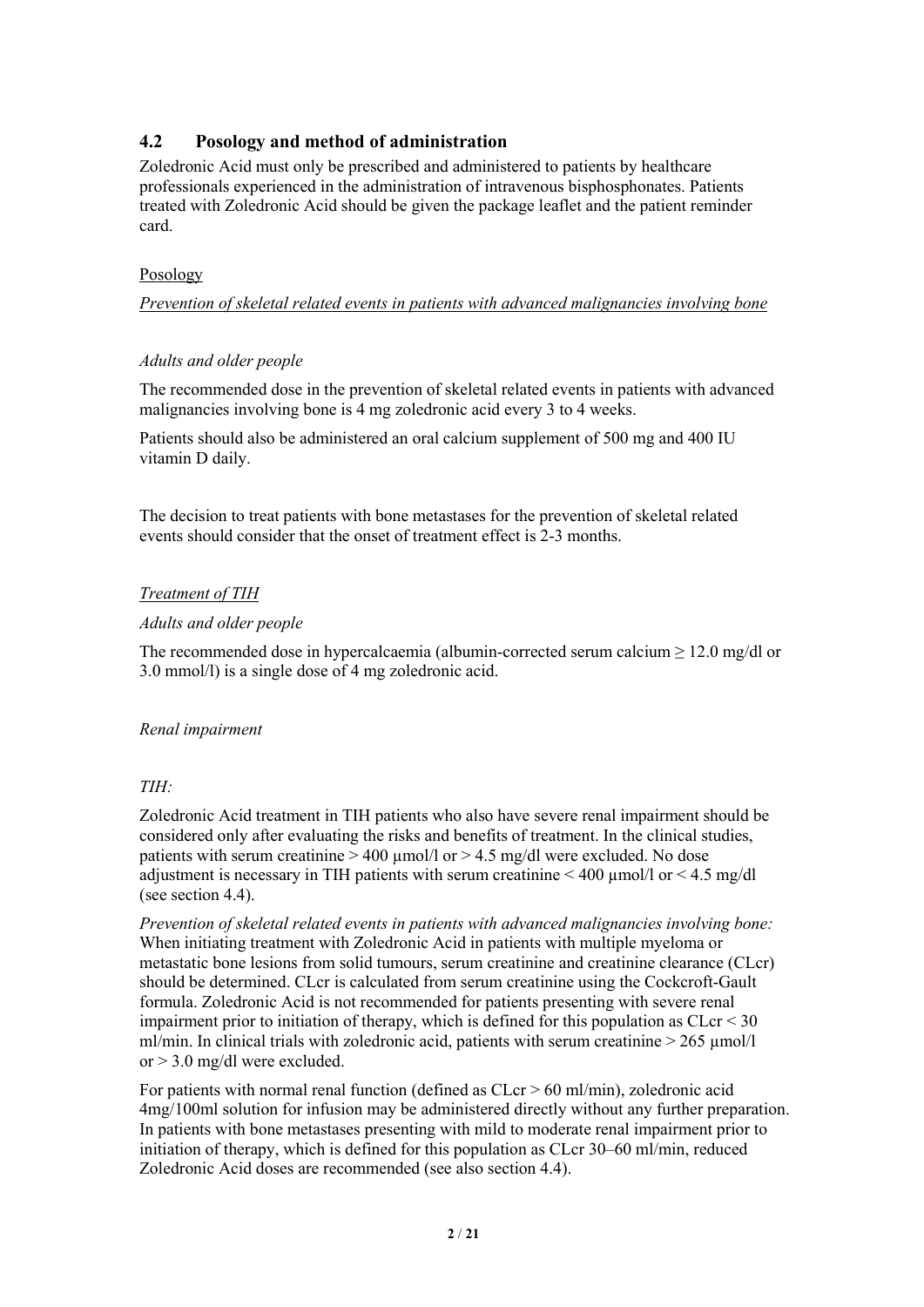## 4.2 Posology and method of administration

Zoledronic Acid must only be prescribed and administered to patients by healthcare professionals experienced in the administration of intravenous bisphosphonates. Patients treated with Zoledronic Acid should be given the package leaflet and the patient reminder card.

Posology

*Prevention of skeletal related events in patients with advanced malignancies involving bone*

*Adults and older people*

The recommended dose in the prevention of skeletal related events in patients with advanced malignancies involving bone is 4 mg zoledronic acid every 3 to 4 weeks.

Patients should also be administered an oral calcium supplement of 500 mg and 400 IU vitamin D daily.

The decision to treat patients with bone metastases for the prevention of skeletal related events should consider that the onset of treatment effect is 2-3 months.

*Treatment of TIH*

*Adults and older people*

The recommended dose in hypercalcaemia (albumin-corrected serum calcium ≥ 12.0 mg/dl or 3.0 mmol/l) is a single dose of 4 mg zoledronic acid.

*Renal impairment*

*TIH:*

Zoledronic Acid treatment in TIH patients who also have severe renal impairment should be considered only after evaluating the risks and benefits of treatment. In the clinical studies, patients with serum creatinine > 400 µmol/l or > 4.5 mg/dl were excluded. No dose adjustment is necessary in TIH patients with serum creatinine < 400 µmol/l or < 4.5 mg/dl (see section 4.4).

*Prevention of skeletal related events in patients with advanced malignancies involving bone:* When initiating treatment with Zoledronic Acid in patients with multiple myeloma or metastatic bone lesions from solid tumours, serum creatinine and creatinine clearance (CLcr) should be determined. CLcr is calculated from serum creatinine using the Cockcroft-Gault formula. Zoledronic Acid is not recommended for patients presenting with severe renal impairment prior to initiation of therapy, which is defined for this population as CLcr < 30 ml/min. In clinical trials with zoledronic acid, patients with serum creatinine > 265 µmol/l or > 3.0 mg/dl were excluded.

For patients with normal renal function (defined as CLcr > 60 ml/min), zoledronic acid 4mg/100ml solution for infusion may be administered directly without any further preparation. In patients with bone metastases presenting with mild to moderate renal impairment prior to initiation of therapy, which is defined for this population as CLcr 30–60 ml/min, reduced Zoledronic Acid doses are recommended (see also section 4.4).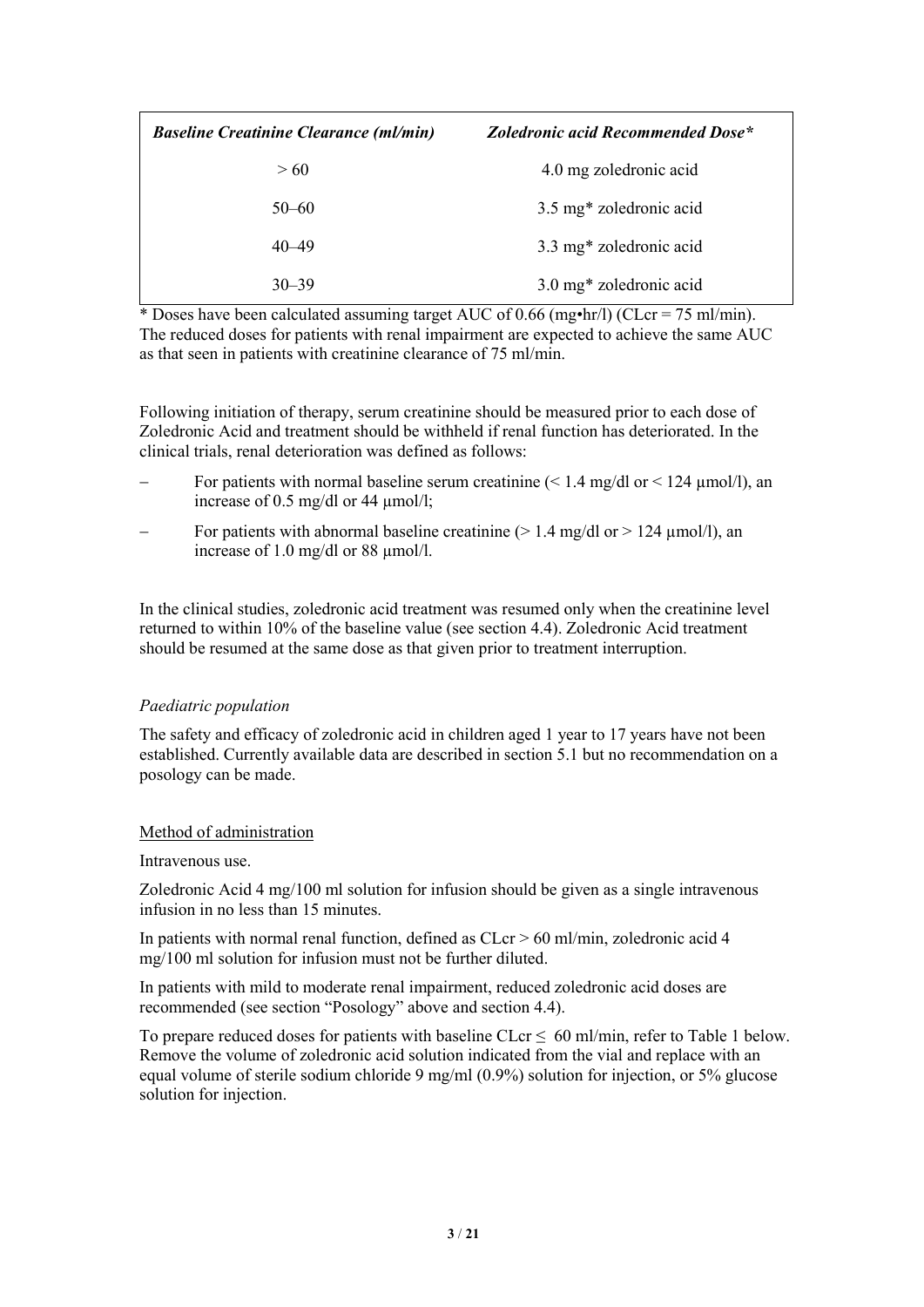| *Baseline Creatinine Clearance (ml/min)* | *Zoledronic acid Recommended Dose** |
| --- | --- |
| > 60 | 4.0 mg zoledronic acid |
| 50–60 | 3.5 mg* zoledronic acid |
| 40–49 | 3.3 mg* zoledronic acid |
| 30–39 | 3.0 mg* zoledronic acid |

* Doses have been calculated assuming target AUC of 0.66 (mg•hr/l) (CLcr = 75 ml/min). The reduced doses for patients with renal impairment are expected to achieve the same AUC as that seen in patients with creatinine clearance of 75 ml/min.

Following initiation of therapy, serum creatinine should be measured prior to each dose of Zoledronic Acid and treatment should be withheld if renal function has deteriorated. In the clinical trials, renal deterioration was defined as follows:

- For patients with normal baseline serum creatinine (< 1.4 mg/dl or < 124 µmol/l), an increase of 0.5 mg/dl or 44 µmol/l;
- For patients with abnormal baseline creatinine (> 1.4 mg/dl or > 124 µmol/l), an increase of 1.0 mg/dl or 88 µmol/l.

In the clinical studies, zoledronic acid treatment was resumed only when the creatinine level returned to within 10% of the baseline value (see section 4.4). Zoledronic Acid treatment should be resumed at the same dose as that given prior to treatment interruption.

*Paediatric population*

The safety and efficacy of zoledronic acid in children aged 1 year to 17 years have not been established. Currently available data are described in section 5.1 but no recommendation on a posology can be made.

Method of administration

Intravenous use.

Zoledronic Acid 4 mg/100 ml solution for infusion should be given as a single intravenous infusion in no less than 15 minutes.

In patients with normal renal function, defined as CLcr > 60 ml/min, zoledronic acid 4 mg/100 ml solution for infusion must not be further diluted.

In patients with mild to moderate renal impairment, reduced zoledronic acid doses are recommended (see section "Posology" above and section 4.4).

To prepare reduced doses for patients with baseline CLcr ≤ 60 ml/min, refer to Table 1 below. Remove the volume of zoledronic acid solution indicated from the vial and replace with an equal volume of sterile sodium chloride 9 mg/ml (0.9%) solution for injection, or 5% glucose solution for injection.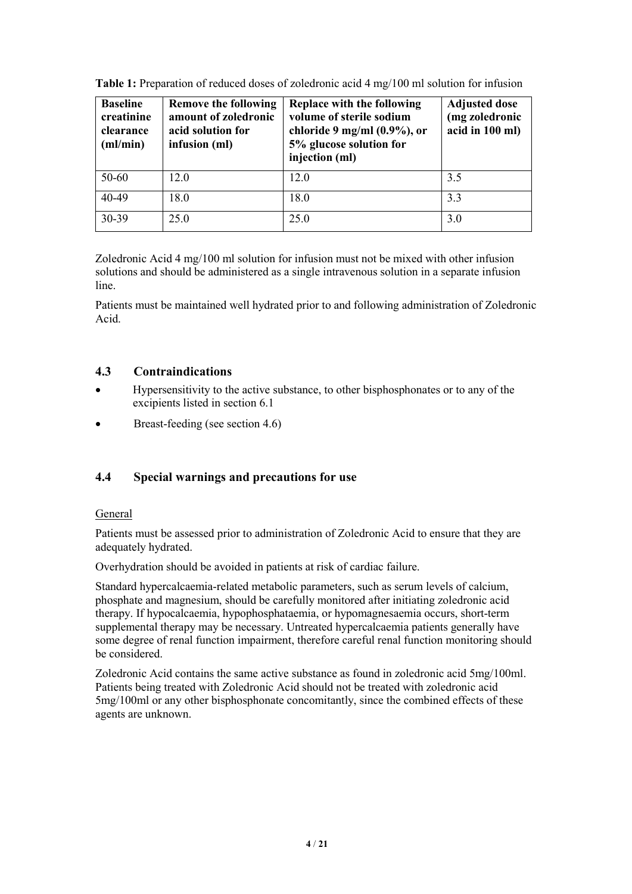**Table 1:** Preparation of reduced doses of zoledronic acid 4 mg/100 ml solution for infusion

| Baseline creatinine clearance (ml/min) | Remove the following amount of zoledronic acid solution for infusion (ml) | Replace with the following volume of sterile sodium chloride 9 mg/ml (0.9%), or 5% glucose solution for injection (ml) | Adjusted dose (mg zoledronic acid in 100 ml) |
|---|---|---|---|
| 50-60 | 12.0 | 12.0 | 3.5 |
| 40-49 | 18.0 | 18.0 | 3.3 |
| 30-39 | 25.0 | 25.0 | 3.0 |

Zoledronic Acid 4 mg/100 ml solution for infusion must not be mixed with other infusion solutions and should be administered as a single intravenous solution in a separate infusion line.

Patients must be maintained well hydrated prior to and following administration of Zoledronic Acid.

## 4.3 Contraindications

- Hypersensitivity to the active substance, to other bisphosphonates or to any of the excipients listed in section 6.1
- Breast-feeding (see section 4.6)

## 4.4 Special warnings and precautions for use

General

Patients must be assessed prior to administration of Zoledronic Acid to ensure that they are adequately hydrated.

Overhydration should be avoided in patients at risk of cardiac failure.

Standard hypercalcaemia-related metabolic parameters, such as serum levels of calcium, phosphate and magnesium, should be carefully monitored after initiating zoledronic acid therapy. If hypocalcaemia, hypophosphataemia, or hypomagnesaemia occurs, short-term supplemental therapy may be necessary. Untreated hypercalcaemia patients generally have some degree of renal function impairment, therefore careful renal function monitoring should be considered.

Zoledronic Acid contains the same active substance as found in zoledronic acid 5mg/100ml. Patients being treated with Zoledronic Acid should not be treated with zoledronic acid 5mg/100ml or any other bisphosphonate concomitantly, since the combined effects of these agents are unknown.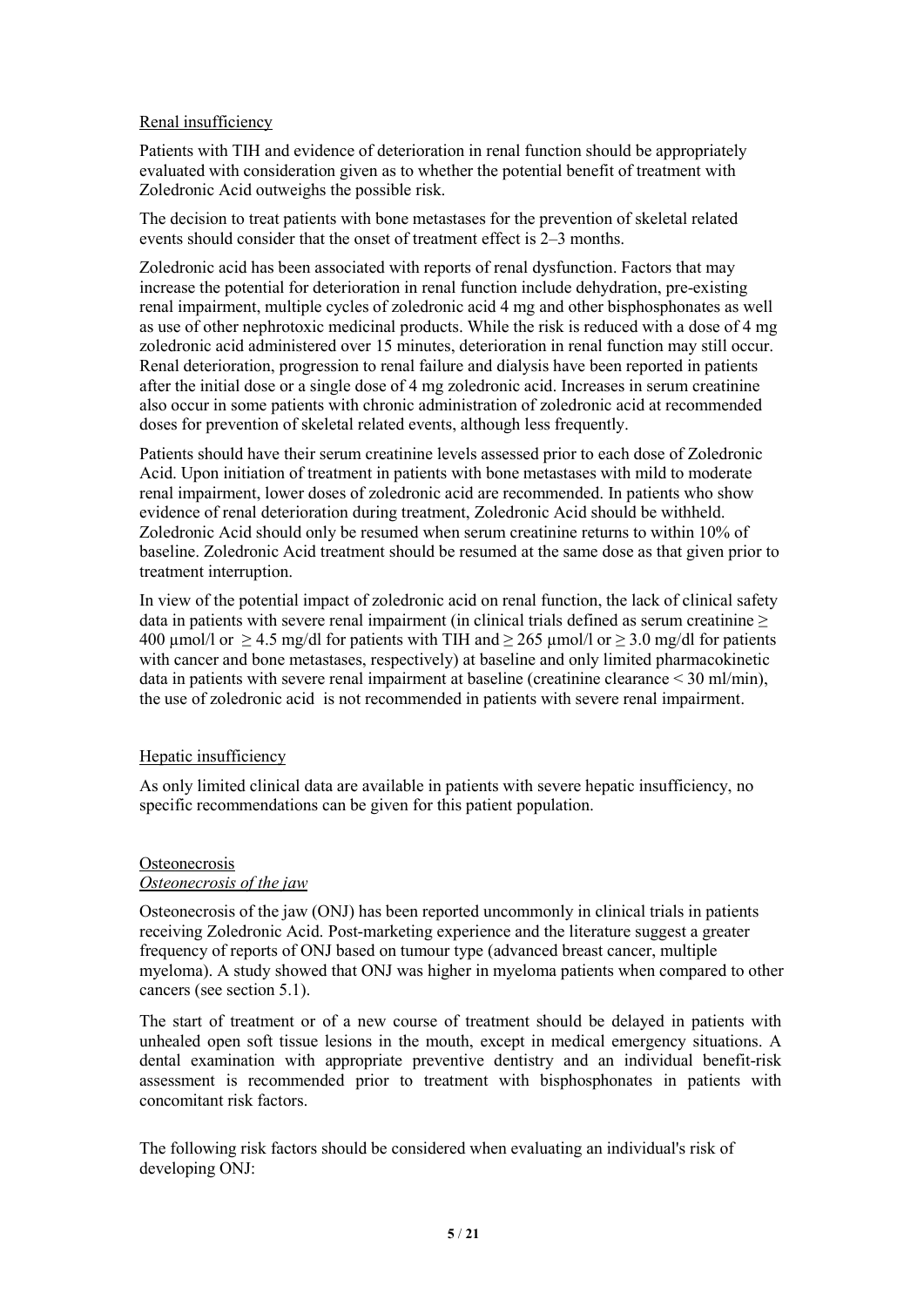Renal insufficiency

Patients with TIH and evidence of deterioration in renal function should be appropriately evaluated with consideration given as to whether the potential benefit of treatment with Zoledronic Acid outweighs the possible risk.

The decision to treat patients with bone metastases for the prevention of skeletal related events should consider that the onset of treatment effect is 2–3 months.

Zoledronic acid has been associated with reports of renal dysfunction. Factors that may increase the potential for deterioration in renal function include dehydration, pre-existing renal impairment, multiple cycles of zoledronic acid 4 mg and other bisphosphonates as well as use of other nephrotoxic medicinal products. While the risk is reduced with a dose of 4 mg zoledronic acid administered over 15 minutes, deterioration in renal function may still occur. Renal deterioration, progression to renal failure and dialysis have been reported in patients after the initial dose or a single dose of 4 mg zoledronic acid. Increases in serum creatinine also occur in some patients with chronic administration of zoledronic acid at recommended doses for prevention of skeletal related events, although less frequently.

Patients should have their serum creatinine levels assessed prior to each dose of Zoledronic Acid. Upon initiation of treatment in patients with bone metastases with mild to moderate renal impairment, lower doses of zoledronic acid are recommended. In patients who show evidence of renal deterioration during treatment, Zoledronic Acid should be withheld. Zoledronic Acid should only be resumed when serum creatinine returns to within 10% of baseline. Zoledronic Acid treatment should be resumed at the same dose as that given prior to treatment interruption.

In view of the potential impact of zoledronic acid on renal function, the lack of clinical safety data in patients with severe renal impairment (in clinical trials defined as serum creatinine ≥ 400 µmol/l or ≥ 4.5 mg/dl for patients with TIH and ≥ 265 µmol/l or ≥ 3.0 mg/dl for patients with cancer and bone metastases, respectively) at baseline and only limited pharmacokinetic data in patients with severe renal impairment at baseline (creatinine clearance < 30 ml/min), the use of zoledronic acid is not recommended in patients with severe renal impairment.

Hepatic insufficiency

As only limited clinical data are available in patients with severe hepatic insufficiency, no specific recommendations can be given for this patient population.

Osteonecrosis

*Osteonecrosis of the jaw*

Osteonecrosis of the jaw (ONJ) has been reported uncommonly in clinical trials in patients receiving Zoledronic Acid. Post-marketing experience and the literature suggest a greater frequency of reports of ONJ based on tumour type (advanced breast cancer, multiple myeloma). A study showed that ONJ was higher in myeloma patients when compared to other cancers (see section 5.1).

The start of treatment or of a new course of treatment should be delayed in patients with unhealed open soft tissue lesions in the mouth, except in medical emergency situations. A dental examination with appropriate preventive dentistry and an individual benefit-risk assessment is recommended prior to treatment with bisphosphonates in patients with concomitant risk factors.

The following risk factors should be considered when evaluating an individual's risk of developing ONJ: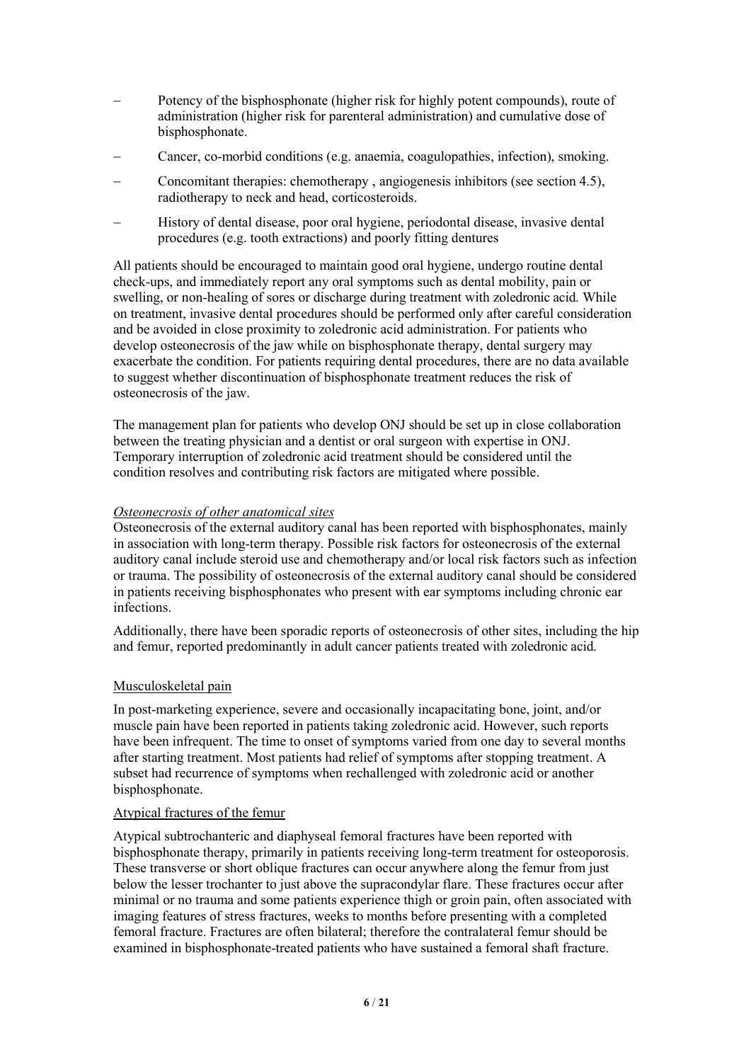- Potency of the bisphosphonate (higher risk for highly potent compounds), route of administration (higher risk for parenteral administration) and cumulative dose of bisphosphonate.
- Cancer, co-morbid conditions (e.g. anaemia, coagulopathies, infection), smoking.
- Concomitant therapies: chemotherapy , angiogenesis inhibitors (see section 4.5), radiotherapy to neck and head, corticosteroids.
- History of dental disease, poor oral hygiene, periodontal disease, invasive dental procedures (e.g. tooth extractions) and poorly fitting dentures

All patients should be encouraged to maintain good oral hygiene, undergo routine dental check-ups, and immediately report any oral symptoms such as dental mobility, pain or swelling, or non-healing of sores or discharge during treatment with zoledronic acid. While on treatment, invasive dental procedures should be performed only after careful consideration and be avoided in close proximity to zoledronic acid administration. For patients who develop osteonecrosis of the jaw while on bisphosphonate therapy, dental surgery may exacerbate the condition. For patients requiring dental procedures, there are no data available to suggest whether discontinuation of bisphosphonate treatment reduces the risk of osteonecrosis of the jaw.

The management plan for patients who develop ONJ should be set up in close collaboration between the treating physician and a dentist or oral surgeon with expertise in ONJ. Temporary interruption of zoledronic acid treatment should be considered until the condition resolves and contributing risk factors are mitigated where possible.

*Osteonecrosis of other anatomical sites*

Osteonecrosis of the external auditory canal has been reported with bisphosphonates, mainly in association with long-term therapy. Possible risk factors for osteonecrosis of the external auditory canal include steroid use and chemotherapy and/or local risk factors such as infection or trauma. The possibility of osteonecrosis of the external auditory canal should be considered in patients receiving bisphosphonates who present with ear symptoms including chronic ear infections.

Additionally, there have been sporadic reports of osteonecrosis of other sites, including the hip and femur, reported predominantly in adult cancer patients treated with zoledronic acid.

Musculoskeletal pain

In post-marketing experience, severe and occasionally incapacitating bone, joint, and/or muscle pain have been reported in patients taking zoledronic acid. However, such reports have been infrequent. The time to onset of symptoms varied from one day to several months after starting treatment. Most patients had relief of symptoms after stopping treatment. A subset had recurrence of symptoms when rechallenged with zoledronic acid or another bisphosphonate.

Atypical fractures of the femur

Atypical subtrochanteric and diaphyseal femoral fractures have been reported with bisphosphonate therapy, primarily in patients receiving long-term treatment for osteoporosis. These transverse or short oblique fractures can occur anywhere along the femur from just below the lesser trochanter to just above the supracondylar flare. These fractures occur after minimal or no trauma and some patients experience thigh or groin pain, often associated with imaging features of stress fractures, weeks to months before presenting with a completed femoral fracture. Fractures are often bilateral; therefore the contralateral femur should be examined in bisphosphonate-treated patients who have sustained a femoral shaft fracture.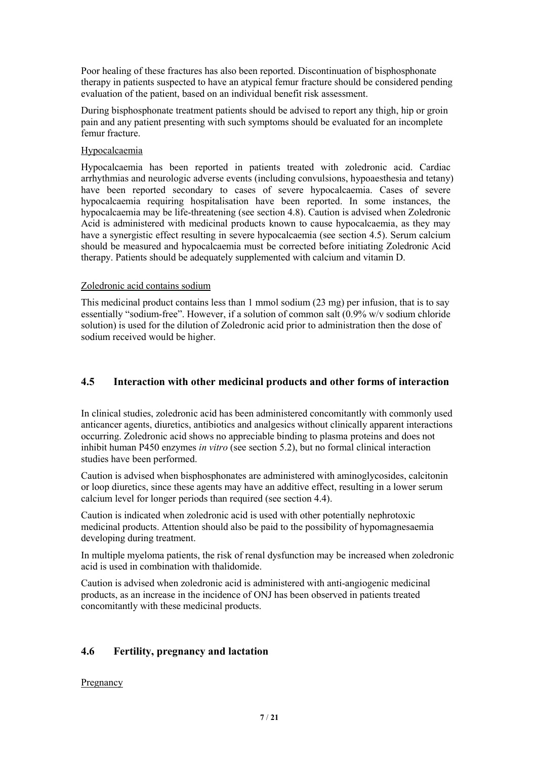Poor healing of these fractures has also been reported. Discontinuation of bisphosphonate therapy in patients suspected to have an atypical femur fracture should be considered pending evaluation of the patient, based on an individual benefit risk assessment.

During bisphosphonate treatment patients should be advised to report any thigh, hip or groin pain and any patient presenting with such symptoms should be evaluated for an incomplete femur fracture.

Hypocalcaemia

Hypocalcaemia has been reported in patients treated with zoledronic acid. Cardiac arrhythmias and neurologic adverse events (including convulsions, hypoaesthesia and tetany) have been reported secondary to cases of severe hypocalcaemia. Cases of severe hypocalcaemia requiring hospitalisation have been reported. In some instances, the hypocalcaemia may be life-threatening (see section 4.8). Caution is advised when Zoledronic Acid is administered with medicinal products known to cause hypocalcaemia, as they may have a synergistic effect resulting in severe hypocalcaemia (see section 4.5). Serum calcium should be measured and hypocalcaemia must be corrected before initiating Zoledronic Acid therapy. Patients should be adequately supplemented with calcium and vitamin D.

Zoledronic acid contains sodium

This medicinal product contains less than 1 mmol sodium (23 mg) per infusion, that is to say essentially "sodium-free". However, if a solution of common salt (0.9% w/v sodium chloride solution) is used for the dilution of Zoledronic acid prior to administration then the dose of sodium received would be higher.

## 4.5 Interaction with other medicinal products and other forms of interaction

In clinical studies, zoledronic acid has been administered concomitantly with commonly used anticancer agents, diuretics, antibiotics and analgesics without clinically apparent interactions occurring. Zoledronic acid shows no appreciable binding to plasma proteins and does not inhibit human P450 enzymes *in vitro* (see section 5.2), but no formal clinical interaction studies have been performed.

Caution is advised when bisphosphonates are administered with aminoglycosides, calcitonin or loop diuretics, since these agents may have an additive effect, resulting in a lower serum calcium level for longer periods than required (see section 4.4).

Caution is indicated when zoledronic acid is used with other potentially nephrotoxic medicinal products. Attention should also be paid to the possibility of hypomagnesaemia developing during treatment.

In multiple myeloma patients, the risk of renal dysfunction may be increased when zoledronic acid is used in combination with thalidomide.

Caution is advised when zoledronic acid is administered with anti-angiogenic medicinal products, as an increase in the incidence of ONJ has been observed in patients treated concomitantly with these medicinal products.

## 4.6 Fertility, pregnancy and lactation

Pregnancy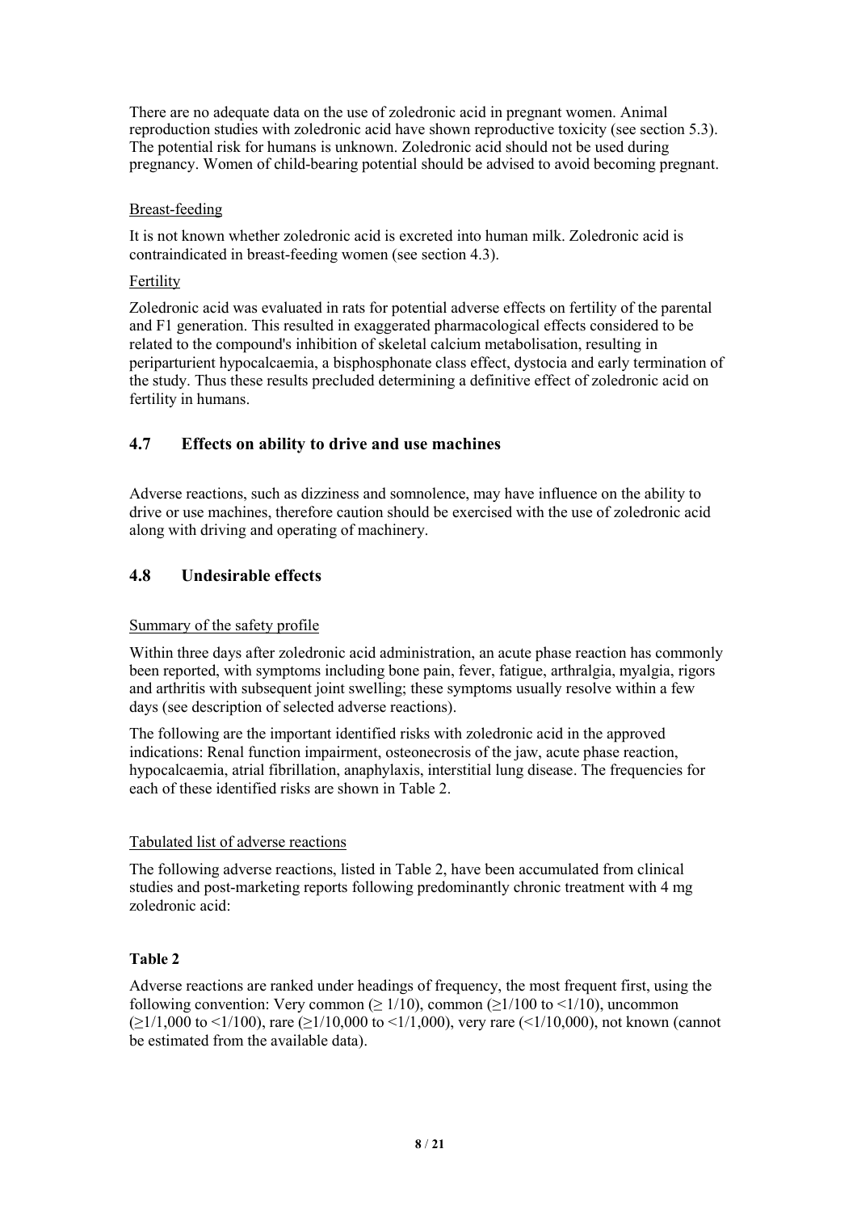There are no adequate data on the use of zoledronic acid in pregnant women. Animal reproduction studies with zoledronic acid have shown reproductive toxicity (see section 5.3). The potential risk for humans is unknown. Zoledronic acid should not be used during pregnancy. Women of child-bearing potential should be advised to avoid becoming pregnant.

Breast-feeding

It is not known whether zoledronic acid is excreted into human milk. Zoledronic acid is contraindicated in breast-feeding women (see section 4.3).

Fertility

Zoledronic acid was evaluated in rats for potential adverse effects on fertility of the parental and F1 generation. This resulted in exaggerated pharmacological effects considered to be related to the compound's inhibition of skeletal calcium metabolisation, resulting in periparturient hypocalcaemia, a bisphosphonate class effect, dystocia and early termination of the study. Thus these results precluded determining a definitive effect of zoledronic acid on fertility in humans.

## 4.7 Effects on ability to drive and use machines

Adverse reactions, such as dizziness and somnolence, may have influence on the ability to drive or use machines, therefore caution should be exercised with the use of zoledronic acid along with driving and operating of machinery.

## 4.8 Undesirable effects

Summary of the safety profile

Within three days after zoledronic acid administration, an acute phase reaction has commonly been reported, with symptoms including bone pain, fever, fatigue, arthralgia, myalgia, rigors and arthritis with subsequent joint swelling; these symptoms usually resolve within a few days (see description of selected adverse reactions).

The following are the important identified risks with zoledronic acid in the approved indications: Renal function impairment, osteonecrosis of the jaw, acute phase reaction, hypocalcaemia, atrial fibrillation, anaphylaxis, interstitial lung disease. The frequencies for each of these identified risks are shown in Table 2.

Tabulated list of adverse reactions

The following adverse reactions, listed in Table 2, have been accumulated from clinical studies and post-marketing reports following predominantly chronic treatment with 4 mg zoledronic acid:

**Table 2**

Adverse reactions are ranked under headings of frequency, the most frequent first, using the following convention: Very common ($\geq 1/10$), common ($\geq 1/100$ to $<1/10$), uncommon ($\geq 1/1,000$ to $<1/100$), rare ($\geq 1/10,000$ to $<1/1,000$), very rare ($<1/10,000$), not known (cannot be estimated from the available data).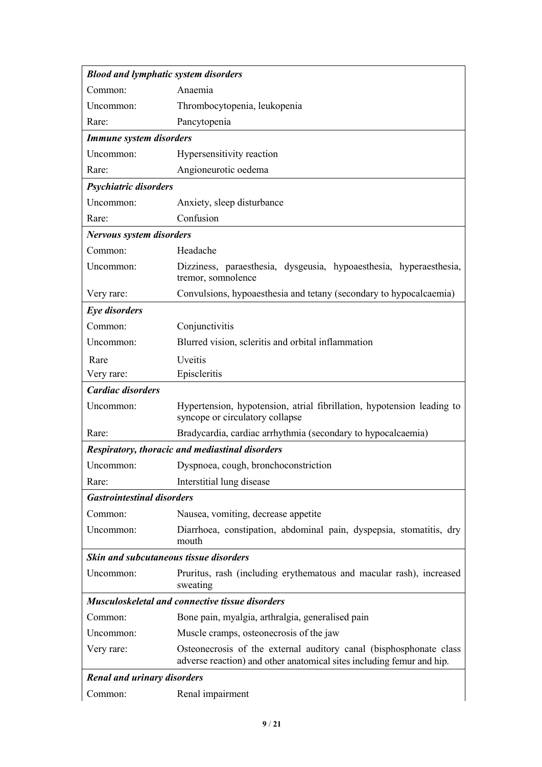| | |
|---|---|
| ***Blood and lymphatic system disorders*** | |
| Common: | Anaemia |
| Uncommon: | Thrombocytopenia, leukopenia |
| Rare: | Pancytopenia |
| ***Immune system disorders*** | |
| Uncommon: | Hypersensitivity reaction |
| Rare: | Angioneurotic oedema |
| ***Psychiatric disorders*** | |
| Uncommon: | Anxiety, sleep disturbance |
| Rare: | Confusion |
| ***Nervous system disorders*** | |
| Common: | Headache |
| Uncommon: | Dizziness, paraesthesia, dysgeusia, hypoaesthesia, hyperaesthesia, tremor, somnolence |
| Very rare: | Convulsions, hypoaesthesia and tetany (secondary to hypocalcaemia) |
| ***Eye disorders*** | |
| Common: | Conjunctivitis |
| Uncommon: | Blurred vision, scleritis and orbital inflammation |
| Rare | Uveitis |
| Very rare: | Episcleritis |
| ***Cardiac disorders*** | |
| Uncommon: | Hypertension, hypotension, atrial fibrillation, hypotension leading to syncope or circulatory collapse |
| Rare: | Bradycardia, cardiac arrhythmia (secondary to hypocalcaemia) |
| ***Respiratory, thoracic and mediastinal disorders*** | |
| Uncommon: | Dyspnoea, cough, bronchoconstriction |
| Rare: | Interstitial lung disease |
| ***Gastrointestinal disorders*** | |
| Common: | Nausea, vomiting, decrease appetite |
| Uncommon: | Diarrhoea, constipation, abdominal pain, dyspepsia, stomatitis, dry mouth |
| ***Skin and subcutaneous tissue disorders*** | |
| Uncommon: | Pruritus, rash (including erythematous and macular rash), increased sweating |
| ***Musculoskeletal and connective tissue disorders*** | |
| Common: | Bone pain, myalgia, arthralgia, generalised pain |
| Uncommon: | Muscle cramps, osteonecrosis of the jaw |
| Very rare: | Osteonecrosis of the external auditory canal (bisphosphonate class adverse reaction) and other anatomical sites including femur and hip. |
| ***Renal and urinary disorders*** | |
| Common: | Renal impairment |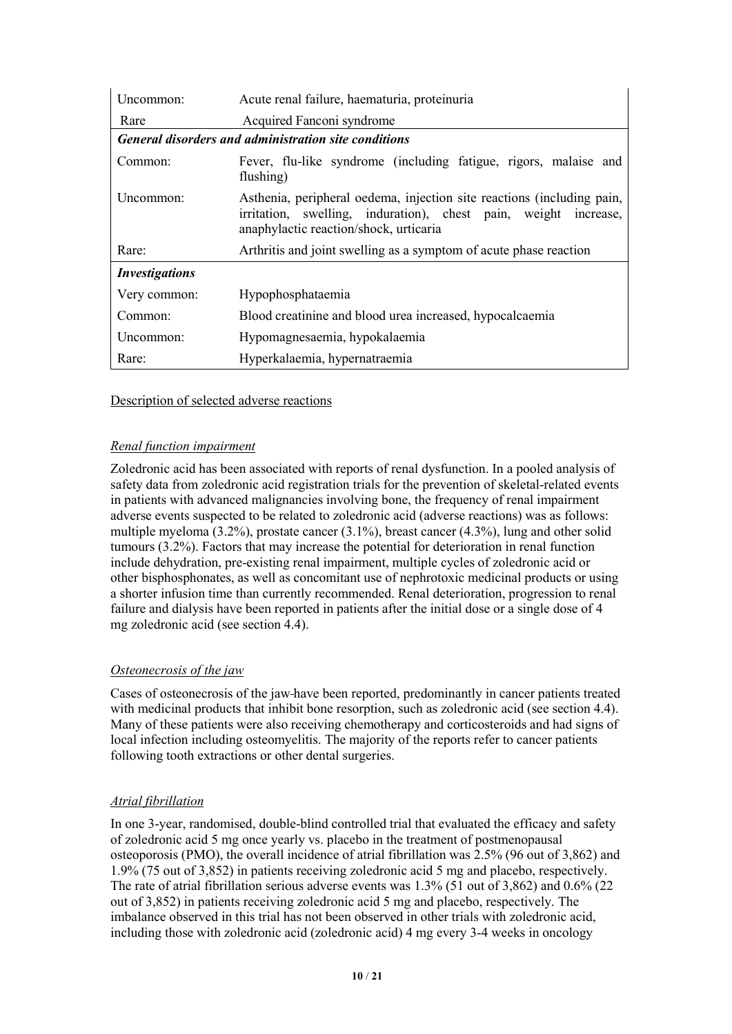| | |
|---|---|
| Uncommon: | Acute renal failure, haematuria, proteinuria |
| Rare | Acquired Fanconi syndrome |
| ***General disorders and administration site conditions*** | |
| Common: | Fever, flu-like syndrome (including fatigue, rigors, malaise and flushing) |
| Uncommon: | Asthenia, peripheral oedema, injection site reactions (including pain, irritation, swelling, induration), chest pain, weight increase, anaphylactic reaction/shock, urticaria |
| Rare: | Arthritis and joint swelling as a symptom of acute phase reaction |
| ***Investigations*** | |
| Very common: | Hypophosphataemia |
| Common: | Blood creatinine and blood urea increased, hypocalcaemia |
| Uncommon: | Hypomagnesaemia, hypokalaemia |
| Rare: | Hyperkalaemia, hypernatraemia |

Description of selected adverse reactions

*Renal function impairment*

Zoledronic acid has been associated with reports of renal dysfunction. In a pooled analysis of safety data from zoledronic acid registration trials for the prevention of skeletal-related events in patients with advanced malignancies involving bone, the frequency of renal impairment adverse events suspected to be related to zoledronic acid (adverse reactions) was as follows: multiple myeloma (3.2%), prostate cancer (3.1%), breast cancer (4.3%), lung and other solid tumours (3.2%). Factors that may increase the potential for deterioration in renal function include dehydration, pre-existing renal impairment, multiple cycles of zoledronic acid or other bisphosphonates, as well as concomitant use of nephrotoxic medicinal products or using a shorter infusion time than currently recommended. Renal deterioration, progression to renal failure and dialysis have been reported in patients after the initial dose or a single dose of 4 mg zoledronic acid (see section 4.4).

*Osteonecrosis of the jaw*

Cases of osteonecrosis of the jaw have been reported, predominantly in cancer patients treated with medicinal products that inhibit bone resorption, such as zoledronic acid (see section 4.4). Many of these patients were also receiving chemotherapy and corticosteroids and had signs of local infection including osteomyelitis. The majority of the reports refer to cancer patients following tooth extractions or other dental surgeries.

*Atrial fibrillation*

In one 3-year, randomised, double-blind controlled trial that evaluated the efficacy and safety of zoledronic acid 5 mg once yearly vs. placebo in the treatment of postmenopausal osteoporosis (PMO), the overall incidence of atrial fibrillation was 2.5% (96 out of 3,862) and 1.9% (75 out of 3,852) in patients receiving zoledronic acid 5 mg and placebo, respectively. The rate of atrial fibrillation serious adverse events was 1.3% (51 out of 3,862) and 0.6% (22 out of 3,852) in patients receiving zoledronic acid 5 mg and placebo, respectively. The imbalance observed in this trial has not been observed in other trials with zoledronic acid, including those with zoledronic acid (zoledronic acid) 4 mg every 3-4 weeks in oncology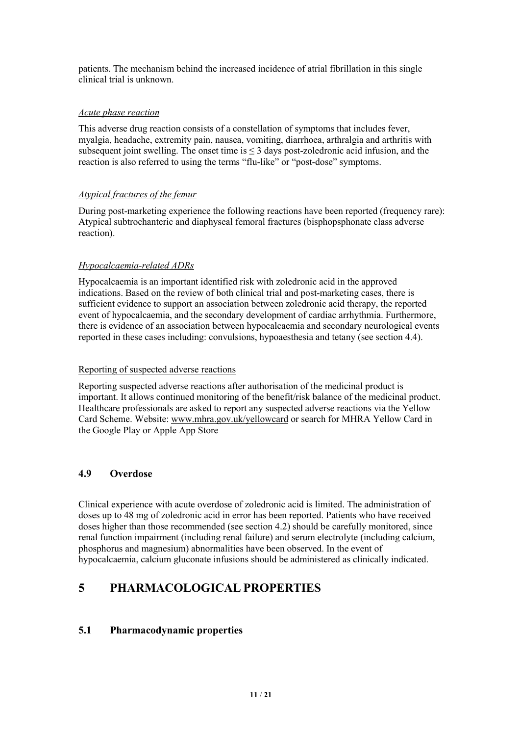patients. The mechanism behind the increased incidence of atrial fibrillation in this single clinical trial is unknown.

*Acute phase reaction*

This adverse drug reaction consists of a constellation of symptoms that includes fever, myalgia, headache, extremity pain, nausea, vomiting, diarrhoea, arthralgia and arthritis with subsequent joint swelling. The onset time is $\leq 3$ days post-zoledronic acid infusion, and the reaction is also referred to using the terms "flu-like" or "post-dose" symptoms.

*Atypical fractures of the femur*

During post-marketing experience the following reactions have been reported (frequency rare): Atypical subtrochanteric and diaphyseal femoral fractures (bisphopsphonate class adverse reaction).

*Hypocalcaemia-related ADRs*

Hypocalcaemia is an important identified risk with zoledronic acid in the approved indications. Based on the review of both clinical trial and post-marketing cases, there is sufficient evidence to support an association between zoledronic acid therapy, the reported event of hypocalcaemia, and the secondary development of cardiac arrhythmia. Furthermore, there is evidence of an association between hypocalcaemia and secondary neurological events reported in these cases including: convulsions, hypoaesthesia and tetany (see section 4.4).

Reporting of suspected adverse reactions

Reporting suspected adverse reactions after authorisation of the medicinal product is important. It allows continued monitoring of the benefit/risk balance of the medicinal product. Healthcare professionals are asked to report any suspected adverse reactions via the Yellow Card Scheme. Website: www.mhra.gov.uk/yellowcard or search for MHRA Yellow Card in the Google Play or Apple App Store

### 4.9 Overdose

Clinical experience with acute overdose of zoledronic acid is limited. The administration of doses up to 48 mg of zoledronic acid in error has been reported. Patients who have received doses higher than those recommended (see section 4.2) should be carefully monitored, since renal function impairment (including renal failure) and serum electrolyte (including calcium, phosphorus and magnesium) abnormalities have been observed. In the event of hypocalcaemia, calcium gluconate infusions should be administered as clinically indicated.

## 5 PHARMACOLOGICAL PROPERTIES

### 5.1 Pharmacodynamic properties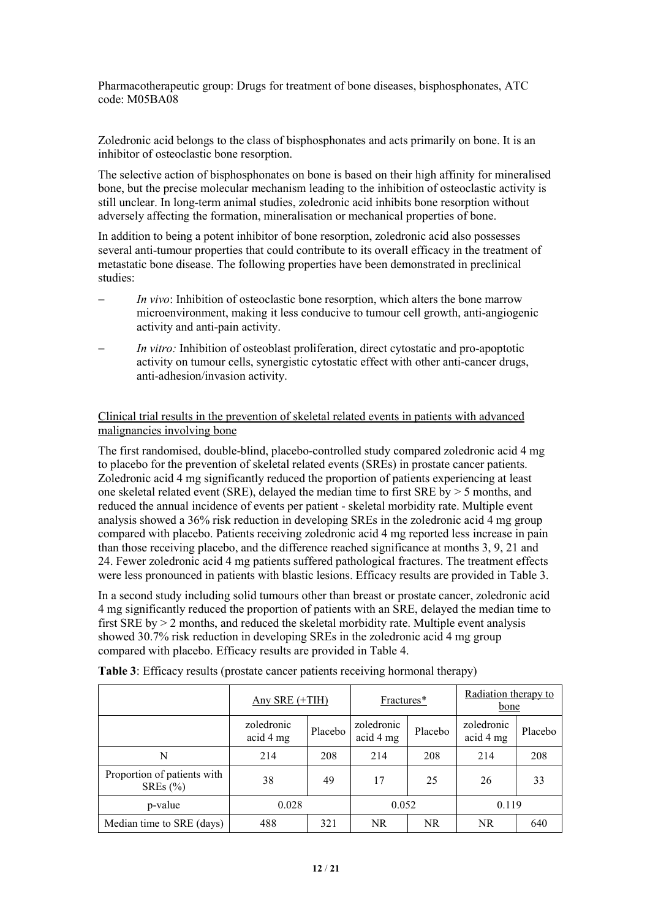Pharmacotherapeutic group: Drugs for treatment of bone diseases, bisphosphonates, ATC code: M05BA08

Zoledronic acid belongs to the class of bisphosphonates and acts primarily on bone. It is an inhibitor of osteoclastic bone resorption.

The selective action of bisphosphonates on bone is based on their high affinity for mineralised bone, but the precise molecular mechanism leading to the inhibition of osteoclastic activity is still unclear. In long-term animal studies, zoledronic acid inhibits bone resorption without adversely affecting the formation, mineralisation or mechanical properties of bone.

In addition to being a potent inhibitor of bone resorption, zoledronic acid also possesses several anti-tumour properties that could contribute to its overall efficacy in the treatment of metastatic bone disease. The following properties have been demonstrated in preclinical studies:

- *In vivo*: Inhibition of osteoclastic bone resorption, which alters the bone marrow microenvironment, making it less conducive to tumour cell growth, anti-angiogenic activity and anti-pain activity.
- *In vitro:* Inhibition of osteoblast proliferation, direct cytostatic and pro-apoptotic activity on tumour cells, synergistic cytostatic effect with other anti-cancer drugs, anti-adhesion/invasion activity.

Clinical trial results in the prevention of skeletal related events in patients with advanced malignancies involving bone

The first randomised, double-blind, placebo-controlled study compared zoledronic acid 4 mg to placebo for the prevention of skeletal related events (SREs) in prostate cancer patients. Zoledronic acid 4 mg significantly reduced the proportion of patients experiencing at least one skeletal related event (SRE), delayed the median time to first SRE by > 5 months, and reduced the annual incidence of events per patient - skeletal morbidity rate. Multiple event analysis showed a 36% risk reduction in developing SREs in the zoledronic acid 4 mg group compared with placebo. Patients receiving zoledronic acid 4 mg reported less increase in pain than those receiving placebo, and the difference reached significance at months 3, 9, 21 and 24. Fewer zoledronic acid 4 mg patients suffered pathological fractures. The treatment effects were less pronounced in patients with blastic lesions. Efficacy results are provided in Table 3.

In a second study including solid tumours other than breast or prostate cancer, zoledronic acid 4 mg significantly reduced the proportion of patients with an SRE, delayed the median time to first SRE by > 2 months, and reduced the skeletal morbidity rate. Multiple event analysis showed 30.7% risk reduction in developing SREs in the zoledronic acid 4 mg group compared with placebo. Efficacy results are provided in Table 4.

**Table 3**: Efficacy results (prostate cancer patients receiving hormonal therapy)

| | Any SRE (+TIH) | | Fractures* | | Radiation therapy to bone | |
|---|---|---|---|---|---|---|
| | zoledronic acid 4 mg | Placebo | zoledronic acid 4 mg | Placebo | zoledronic acid 4 mg | Placebo |
| N | 214 | 208 | 214 | 208 | 214 | 208 |
| Proportion of patients with SREs (%) | 38 | 49 | 17 | 25 | 26 | 33 |
| p-value | 0.028 | | 0.052 | | 0.119 | |
| Median time to SRE (days) | 488 | 321 | NR | NR | NR | 640 |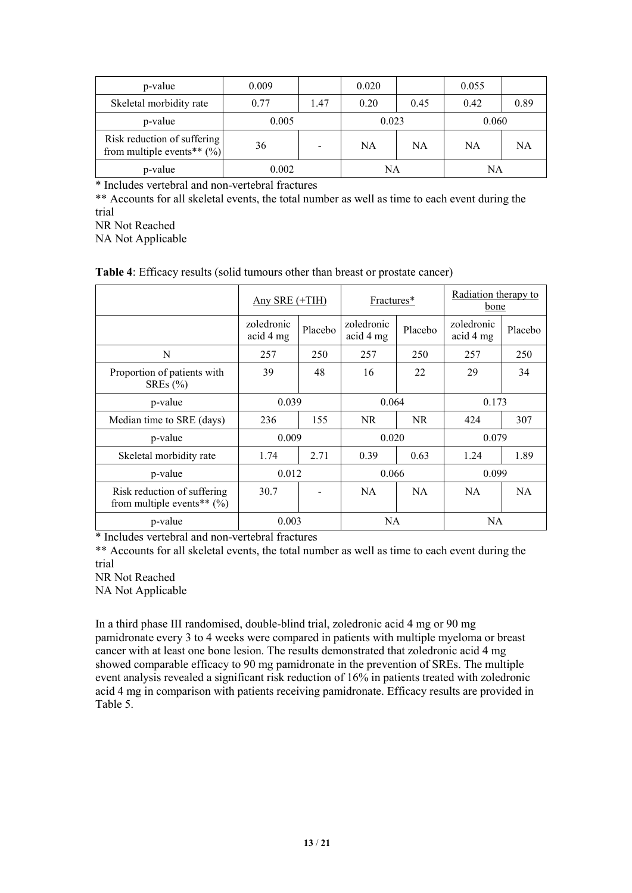| p-value | 0.009 | | 0.020 | | 0.055 | |
|---|---|---|---|---|---|---|
| Skeletal morbidity rate | 0.77 | 1.47 | 0.20 | 0.45 | 0.42 | 0.89 |
| p-value | 0.005 | | 0.023 | | 0.060 | |
| Risk reduction of suffering from multiple events** (%) | 36 | - | NA | NA | NA | NA |
| p-value | 0.002 | | NA | | NA | |

* Includes vertebral and non-vertebral fractures

** Accounts for all skeletal events, the total number as well as time to each event during the trial

NR Not Reached

NA Not Applicable

**Table 4**: Efficacy results (solid tumours other than breast or prostate cancer)

| | Any SRE (+TIH) | | Fractures* | | Radiation therapy to bone | |
|---|---|---|---|---|---|---|
| | zoledronic acid 4 mg | Placebo | zoledronic acid 4 mg | Placebo | zoledronic acid 4 mg | Placebo |
| N | 257 | 250 | 257 | 250 | 257 | 250 |
| Proportion of patients with SREs (%) | 39 | 48 | 16 | 22 | 29 | 34 |
| p-value | 0.039 | | 0.064 | | 0.173 | |
| Median time to SRE (days) | 236 | 155 | NR | NR | 424 | 307 |
| p-value | 0.009 | | 0.020 | | 0.079 | |
| Skeletal morbidity rate | 1.74 | 2.71 | 0.39 | 0.63 | 1.24 | 1.89 |
| p-value | 0.012 | | 0.066 | | 0.099 | |
| Risk reduction of suffering from multiple events** (%) | 30.7 | - | NA | NA | NA | NA |
| p-value | 0.003 | | NA | | NA | |

* Includes vertebral and non-vertebral fractures

** Accounts for all skeletal events, the total number as well as time to each event during the trial

NR Not Reached

NA Not Applicable

In a third phase III randomised, double-blind trial, zoledronic acid 4 mg or 90 mg pamidronate every 3 to 4 weeks were compared in patients with multiple myeloma or breast cancer with at least one bone lesion. The results demonstrated that zoledronic acid 4 mg showed comparable efficacy to 90 mg pamidronate in the prevention of SREs. The multiple event analysis revealed a significant risk reduction of 16% in patients treated with zoledronic acid 4 mg in comparison with patients receiving pamidronate. Efficacy results are provided in Table 5.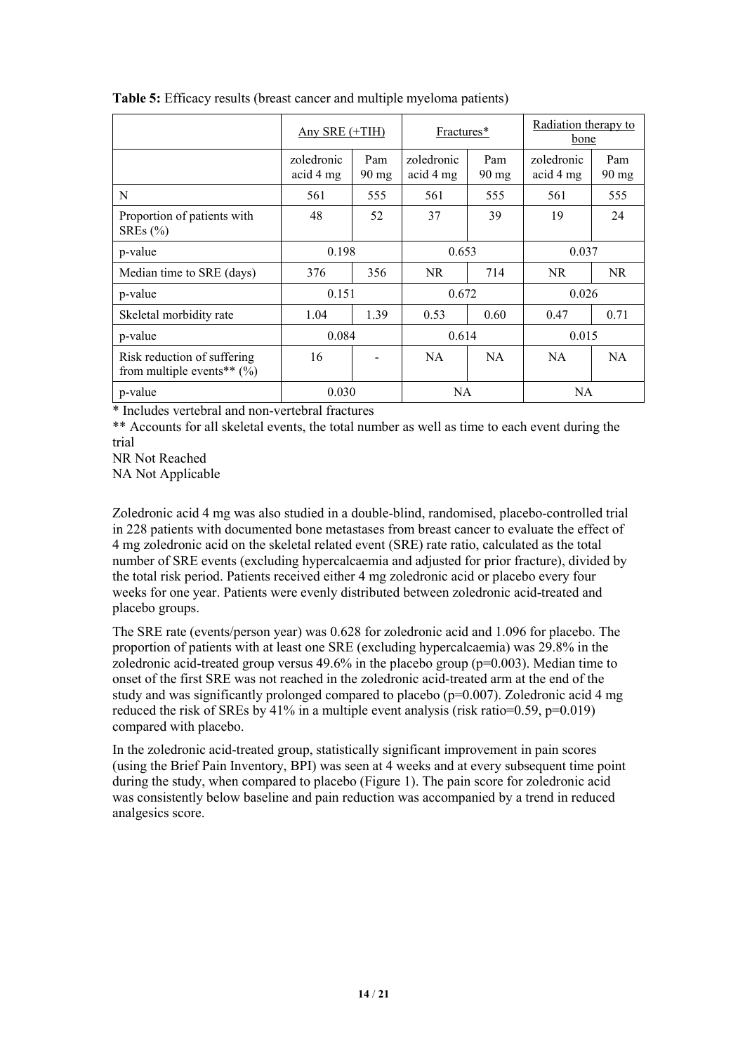**Table 5:** Efficacy results (breast cancer and multiple myeloma patients)

| | Any SRE (+TIH) | | Fractures* | | Radiation therapy to bone | |
|---|---|---|---|---|---|---|
| | zoledronic acid 4 mg | Pam 90 mg | zoledronic acid 4 mg | Pam 90 mg | zoledronic acid 4 mg | Pam 90 mg |
| N | 561 | 555 | 561 | 555 | 561 | 555 |
| Proportion of patients with SREs (%) | 48 | 52 | 37 | 39 | 19 | 24 |
| p-value | 0.198 | | 0.653 | | 0.037 | |
| Median time to SRE (days) | 376 | 356 | NR | 714 | NR | NR |
| p-value | 0.151 | | 0.672 | | 0.026 | |
| Skeletal morbidity rate | 1.04 | 1.39 | 0.53 | 0.60 | 0.47 | 0.71 |
| p-value | 0.084 | | 0.614 | | 0.015 | |
| Risk reduction of suffering from multiple events** (%) | 16 | - | NA | NA | NA | NA |
| p-value | 0.030 | | NA | | NA | |

\* Includes vertebral and non-vertebral fractures

** Accounts for all skeletal events, the total number as well as time to each event during the trial

NR Not Reached

NA Not Applicable

Zoledronic acid 4 mg was also studied in a double-blind, randomised, placebo-controlled trial in 228 patients with documented bone metastases from breast cancer to evaluate the effect of 4 mg zoledronic acid on the skeletal related event (SRE) rate ratio, calculated as the total number of SRE events (excluding hypercalcaemia and adjusted for prior fracture), divided by the total risk period. Patients received either 4 mg zoledronic acid or placebo every four weeks for one year. Patients were evenly distributed between zoledronic acid-treated and placebo groups.

The SRE rate (events/person year) was 0.628 for zoledronic acid and 1.096 for placebo. The proportion of patients with at least one SRE (excluding hypercalcaemia) was 29.8% in the zoledronic acid-treated group versus 49.6% in the placebo group ($p=0.003$). Median time to onset of the first SRE was not reached in the zoledronic acid-treated arm at the end of the study and was significantly prolonged compared to placebo ($p=0.007$). Zoledronic acid 4 mg reduced the risk of SREs by 41% in a multiple event analysis (risk ratio=0.59, $p=0.019$) compared with placebo.

In the zoledronic acid-treated group, statistically significant improvement in pain scores (using the Brief Pain Inventory, BPI) was seen at 4 weeks and at every subsequent time point during the study, when compared to placebo (Figure 1). The pain score for zoledronic acid was consistently below baseline and pain reduction was accompanied by a trend in reduced analgesics score.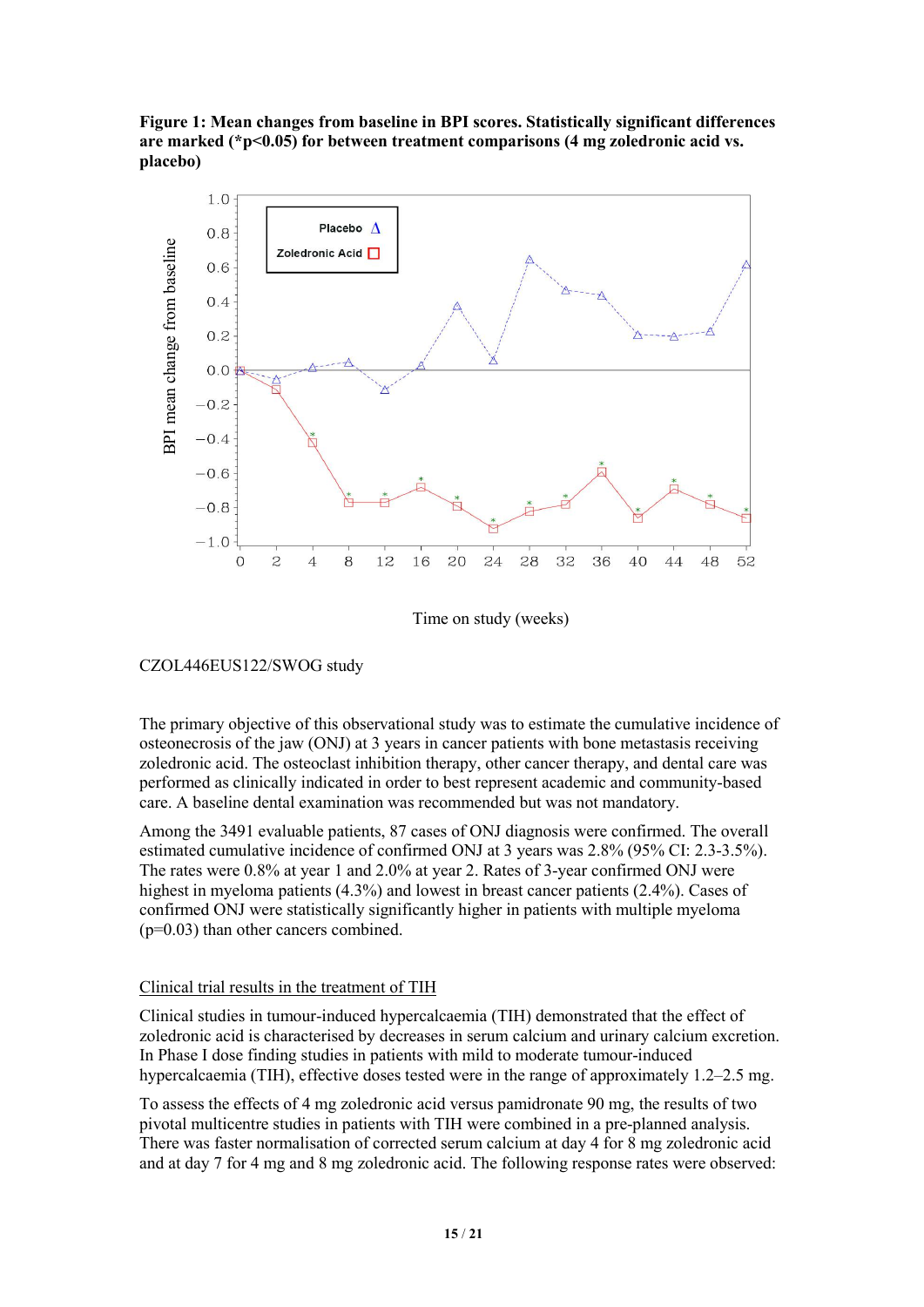**Figure 1: Mean changes from baseline in BPI scores. Statistically significant differences are marked (*p<0.05) for between treatment comparisons (4 mg zoledronic acid vs. placebo)**

CZOL446EUS122/SWOG study

The primary objective of this observational study was to estimate the cumulative incidence of osteonecrosis of the jaw (ONJ) at 3 years in cancer patients with bone metastasis receiving zoledronic acid. The osteoclast inhibition therapy, other cancer therapy, and dental care was performed as clinically indicated in order to best represent academic and community-based care. A baseline dental examination was recommended but was not mandatory.

Among the 3491 evaluable patients, 87 cases of ONJ diagnosis were confirmed. The overall estimated cumulative incidence of confirmed ONJ at 3 years was 2.8% (95% CI: 2.3-3.5%). The rates were 0.8% at year 1 and 2.0% at year 2. Rates of 3-year confirmed ONJ were highest in myeloma patients (4.3%) and lowest in breast cancer patients (2.4%). Cases of confirmed ONJ were statistically significantly higher in patients with multiple myeloma ($p=0.03$) than other cancers combined.

Clinical trial results in the treatment of TIH

Clinical studies in tumour-induced hypercalcaemia (TIH) demonstrated that the effect of zoledronic acid is characterised by decreases in serum calcium and urinary calcium excretion. In Phase I dose finding studies in patients with mild to moderate tumour-induced hypercalcaemia (TIH), effective doses tested were in the range of approximately 1.2–2.5 mg.

To assess the effects of 4 mg zoledronic acid versus pamidronate 90 mg, the results of two pivotal multicentre studies in patients with TIH were combined in a pre-planned analysis. There was faster normalisation of corrected serum calcium at day 4 for 8 mg zoledronic acid and at day 7 for 4 mg and 8 mg zoledronic acid. The following response rates were observed: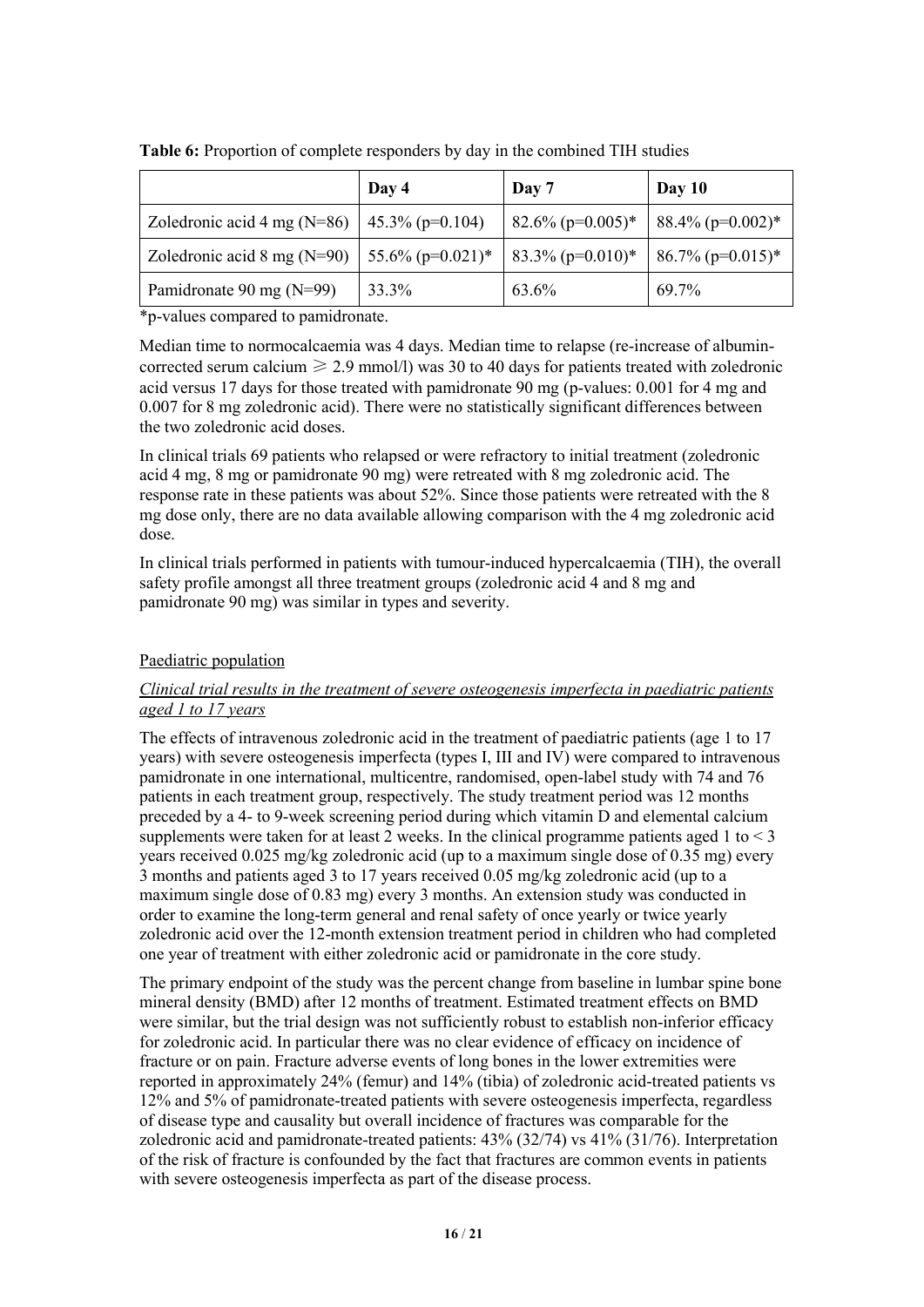**Table 6:** Proportion of complete responders by day in the combined TIH studies

| | Day 4 | Day 7 | Day 10 |
|---|---|---|---|
| Zoledronic acid 4 mg (N=86) | 45.3% (p=0.104) | 82.6% (p=0.005)* | 88.4% (p=0.002)* |
| Zoledronic acid 8 mg (N=90) | 55.6% (p=0.021)* | 83.3% (p=0.010)* | 86.7% (p=0.015)* |
| Pamidronate 90 mg (N=99) | 33.3% | 63.6% | 69.7% |

*p-values compared to pamidronate.

Median time to normocalcaemia was 4 days. Median time to relapse (re-increase of albumin-corrected serum calcium $\geqslant$ 2.9 mmol/l) was 30 to 40 days for patients treated with zoledronic acid versus 17 days for those treated with pamidronate 90 mg (p-values: 0.001 for 4 mg and 0.007 for 8 mg zoledronic acid). There were no statistically significant differences between the two zoledronic acid doses.

In clinical trials 69 patients who relapsed or were refractory to initial treatment (zoledronic acid 4 mg, 8 mg or pamidronate 90 mg) were retreated with 8 mg zoledronic acid. The response rate in these patients was about 52%. Since those patients were retreated with the 8 mg dose only, there are no data available allowing comparison with the 4 mg zoledronic acid dose.

In clinical trials performed in patients with tumour-induced hypercalcaemia (TIH), the overall safety profile amongst all three treatment groups (zoledronic acid 4 and 8 mg and pamidronate 90 mg) was similar in types and severity.

Paediatric population

*Clinical trial results in the treatment of severe osteogenesis imperfecta in paediatric patients aged 1 to 17 years*

The effects of intravenous zoledronic acid in the treatment of paediatric patients (age 1 to 17 years) with severe osteogenesis imperfecta (types I, III and IV) were compared to intravenous pamidronate in one international, multicentre, randomised, open-label study with 74 and 76 patients in each treatment group, respectively. The study treatment period was 12 months preceded by a 4- to 9-week screening period during which vitamin D and elemental calcium supplements were taken for at least 2 weeks. In the clinical programme patients aged 1 to < 3 years received 0.025 mg/kg zoledronic acid (up to a maximum single dose of 0.35 mg) every 3 months and patients aged 3 to 17 years received 0.05 mg/kg zoledronic acid (up to a maximum single dose of 0.83 mg) every 3 months. An extension study was conducted in order to examine the long-term general and renal safety of once yearly or twice yearly zoledronic acid over the 12-month extension treatment period in children who had completed one year of treatment with either zoledronic acid or pamidronate in the core study.

The primary endpoint of the study was the percent change from baseline in lumbar spine bone mineral density (BMD) after 12 months of treatment. Estimated treatment effects on BMD were similar, but the trial design was not sufficiently robust to establish non-inferior efficacy for zoledronic acid. In particular there was no clear evidence of efficacy on incidence of fracture or on pain. Fracture adverse events of long bones in the lower extremities were reported in approximately 24% (femur) and 14% (tibia) of zoledronic acid-treated patients vs 12% and 5% of pamidronate-treated patients with severe osteogenesis imperfecta, regardless of disease type and causality but overall incidence of fractures was comparable for the zoledronic acid and pamidronate-treated patients: 43% (32/74) vs 41% (31/76). Interpretation of the risk of fracture is confounded by the fact that fractures are common events in patients with severe osteogenesis imperfecta as part of the disease process.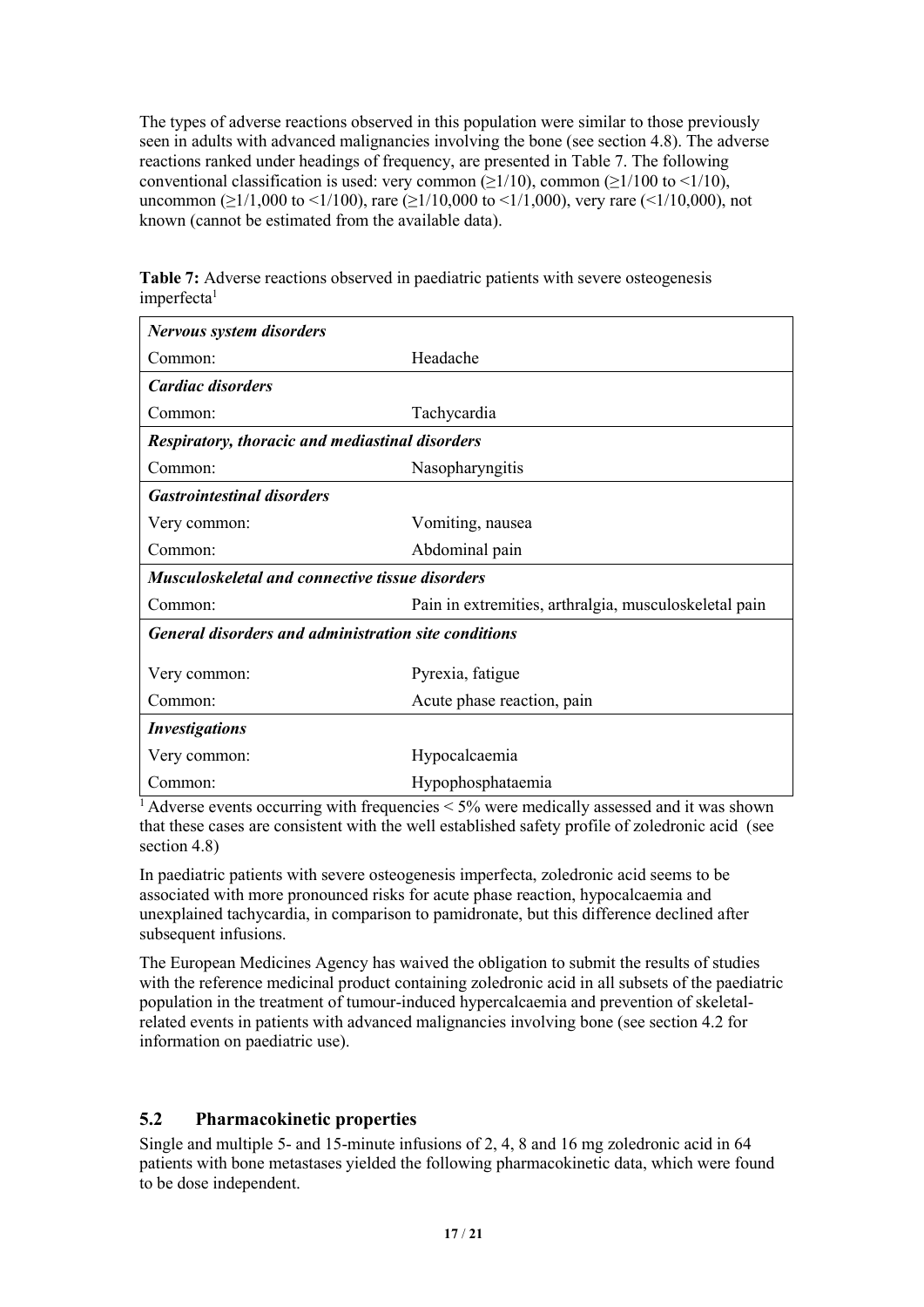The types of adverse reactions observed in this population were similar to those previously seen in adults with advanced malignancies involving the bone (see section 4.8). The adverse reactions ranked under headings of frequency, are presented in Table 7. The following conventional classification is used: very common (≥1/10), common (≥1/100 to <1/10), uncommon (≥1/1,000 to <1/100), rare (≥1/10,000 to <1/1,000), very rare (<1/10,000), not known (cannot be estimated from the available data).

**Table 7:** Adverse reactions observed in paediatric patients with severe osteogenesis imperfecta[1]

| ***Nervous system disorders*** | |
|---|---|
| Common: | Headache |
| ***Cardiac disorders*** | |
| Common: | Tachycardia |
| ***Respiratory, thoracic and mediastinal disorders*** | |
| Common: | Nasopharyngitis |
| ***Gastrointestinal disorders*** | |
| Very common: | Vomiting, nausea |
| Common: | Abdominal pain |
| ***Musculoskeletal and connective tissue disorders*** | |
| Common: | Pain in extremities, arthralgia, musculoskeletal pain |
| ***General disorders and administration site conditions*** | |
| Very common: | Pyrexia, fatigue |
| Common: | Acute phase reaction, pain |
| ***Investigations*** | |
| Very common: | Hypocalcaemia |
| Common: | Hypophosphataemia |

[1] Adverse events occurring with frequencies < 5% were medically assessed and it was shown that these cases are consistent with the well established safety profile of zoledronic acid (see section 4.8)

In paediatric patients with severe osteogenesis imperfecta, zoledronic acid seems to be associated with more pronounced risks for acute phase reaction, hypocalcaemia and unexplained tachycardia, in comparison to pamidronate, but this difference declined after subsequent infusions.

The European Medicines Agency has waived the obligation to submit the results of studies with the reference medicinal product containing zoledronic acid in all subsets of the paediatric population in the treatment of tumour-induced hypercalcaemia and prevention of skeletal-related events in patients with advanced malignancies involving bone (see section 4.2 for information on paediatric use).

## 5.2 Pharmacokinetic properties

Single and multiple 5- and 15-minute infusions of 2, 4, 8 and 16 mg zoledronic acid in 64 patients with bone metastases yielded the following pharmacokinetic data, which were found to be dose independent.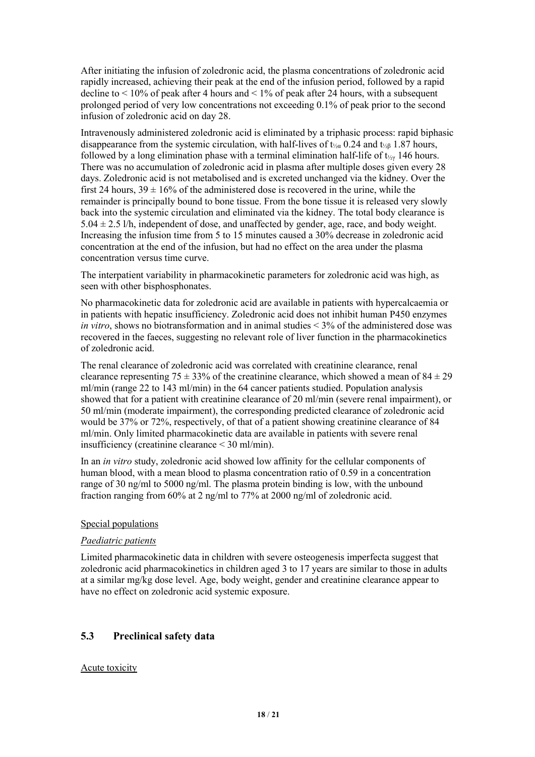After initiating the infusion of zoledronic acid, the plasma concentrations of zoledronic acid rapidly increased, achieving their peak at the end of the infusion period, followed by a rapid decline to < 10% of peak after 4 hours and < 1% of peak after 24 hours, with a subsequent prolonged period of very low concentrations not exceeding 0.1% of peak prior to the second infusion of zoledronic acid on day 28.

Intravenously administered zoledronic acid is eliminated by a triphasic process: rapid biphasic disappearance from the systemic circulation, with half-lives of $t_{½\alpha}$ 0.24 and $t_{½\beta}$ 1.87 hours, followed by a long elimination phase with a terminal elimination half-life of $t_{½\gamma}$ 146 hours. There was no accumulation of zoledronic acid in plasma after multiple doses given every 28 days. Zoledronic acid is not metabolised and is excreted unchanged via the kidney. Over the first 24 hours, 39 ± 16% of the administered dose is recovered in the urine, while the remainder is principally bound to bone tissue. From the bone tissue it is released very slowly back into the systemic circulation and eliminated via the kidney. The total body clearance is 5.04 ± 2.5 l/h, independent of dose, and unaffected by gender, age, race, and body weight. Increasing the infusion time from 5 to 15 minutes caused a 30% decrease in zoledronic acid concentration at the end of the infusion, but had no effect on the area under the plasma concentration versus time curve.

The interpatient variability in pharmacokinetic parameters for zoledronic acid was high, as seen with other bisphosphonates.

No pharmacokinetic data for zoledronic acid are available in patients with hypercalcaemia or in patients with hepatic insufficiency. Zoledronic acid does not inhibit human P450 enzymes *in vitro*, shows no biotransformation and in animal studies < 3% of the administered dose was recovered in the faeces, suggesting no relevant role of liver function in the pharmacokinetics of zoledronic acid.

The renal clearance of zoledronic acid was correlated with creatinine clearance, renal clearance representing 75 ± 33% of the creatinine clearance, which showed a mean of 84 ± 29 ml/min (range 22 to 143 ml/min) in the 64 cancer patients studied. Population analysis showed that for a patient with creatinine clearance of 20 ml/min (severe renal impairment), or 50 ml/min (moderate impairment), the corresponding predicted clearance of zoledronic acid would be 37% or 72%, respectively, of that of a patient showing creatinine clearance of 84 ml/min. Only limited pharmacokinetic data are available in patients with severe renal insufficiency (creatinine clearance < 30 ml/min).

In an *in vitro* study, zoledronic acid showed low affinity for the cellular components of human blood, with a mean blood to plasma concentration ratio of 0.59 in a concentration range of 30 ng/ml to 5000 ng/ml. The plasma protein binding is low, with the unbound fraction ranging from 60% at 2 ng/ml to 77% at 2000 ng/ml of zoledronic acid.

Special populations

*Paediatric patients*

Limited pharmacokinetic data in children with severe osteogenesis imperfecta suggest that zoledronic acid pharmacokinetics in children aged 3 to 17 years are similar to those in adults at a similar mg/kg dose level. Age, body weight, gender and creatinine clearance appear to have no effect on zoledronic acid systemic exposure.

## 5.3 Preclinical safety data

Acute toxicity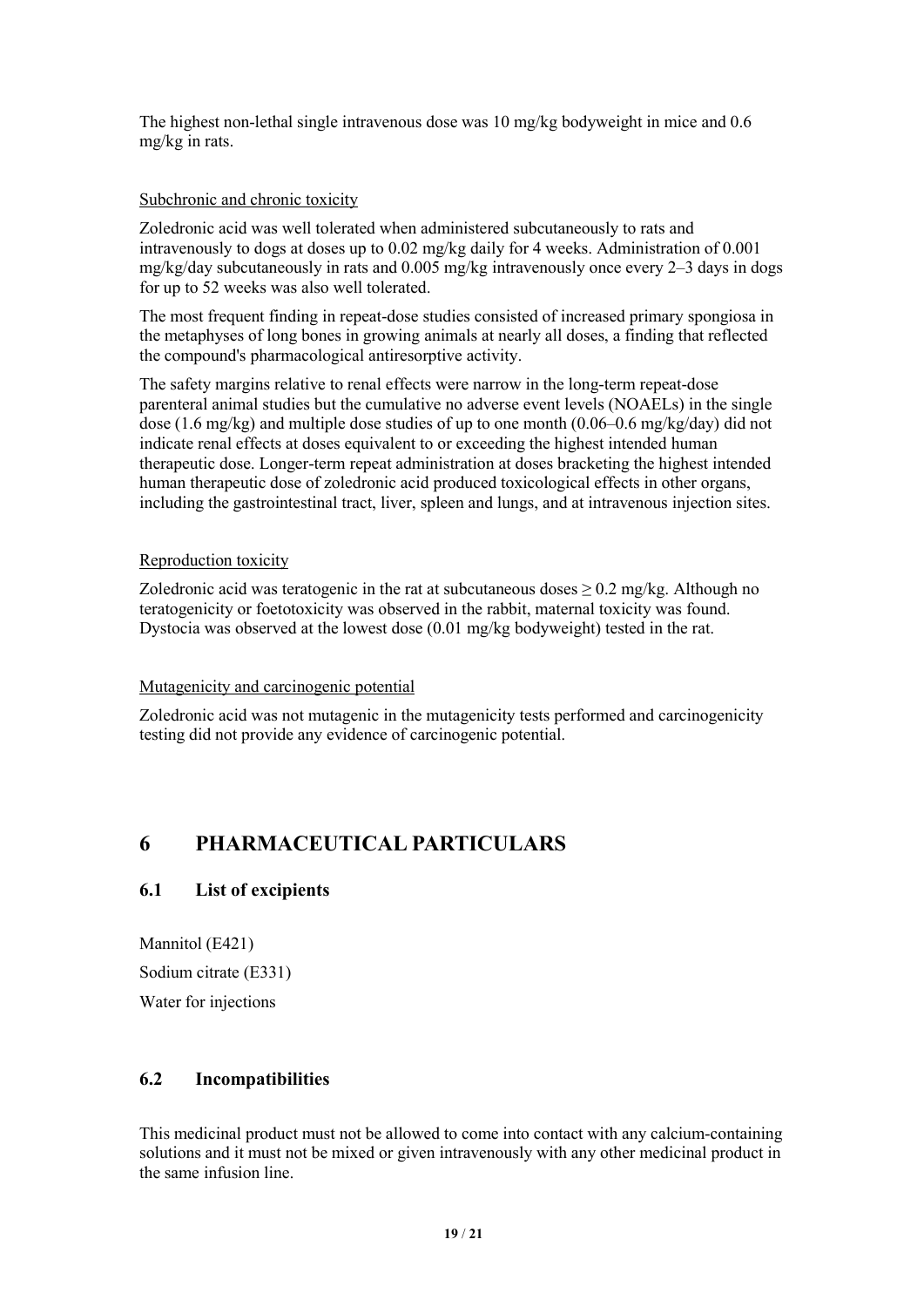The highest non-lethal single intravenous dose was 10 mg/kg bodyweight in mice and 0.6 mg/kg in rats.

Subchronic and chronic toxicity

Zoledronic acid was well tolerated when administered subcutaneously to rats and intravenously to dogs at doses up to 0.02 mg/kg daily for 4 weeks. Administration of 0.001 mg/kg/day subcutaneously in rats and 0.005 mg/kg intravenously once every 2–3 days in dogs for up to 52 weeks was also well tolerated.

The most frequent finding in repeat-dose studies consisted of increased primary spongiosa in the metaphyses of long bones in growing animals at nearly all doses, a finding that reflected the compound's pharmacological antiresorptive activity.

The safety margins relative to renal effects were narrow in the long-term repeat-dose parenteral animal studies but the cumulative no adverse event levels (NOAELs) in the single dose (1.6 mg/kg) and multiple dose studies of up to one month (0.06–0.6 mg/kg/day) did not indicate renal effects at doses equivalent to or exceeding the highest intended human therapeutic dose. Longer-term repeat administration at doses bracketing the highest intended human therapeutic dose of zoledronic acid produced toxicological effects in other organs, including the gastrointestinal tract, liver, spleen and lungs, and at intravenous injection sites.

Reproduction toxicity

Zoledronic acid was teratogenic in the rat at subcutaneous doses ≥ 0.2 mg/kg. Although no teratogenicity or foetotoxicity was observed in the rabbit, maternal toxicity was found. Dystocia was observed at the lowest dose (0.01 mg/kg bodyweight) tested in the rat.

Mutagenicity and carcinogenic potential

Zoledronic acid was not mutagenic in the mutagenicity tests performed and carcinogenicity testing did not provide any evidence of carcinogenic potential.

# 6 PHARMACEUTICAL PARTICULARS

## 6.1 List of excipients

Mannitol (E421)

Sodium citrate (E331)

Water for injections

## 6.2 Incompatibilities

This medicinal product must not be allowed to come into contact with any calcium-containing solutions and it must not be mixed or given intravenously with any other medicinal product in the same infusion line.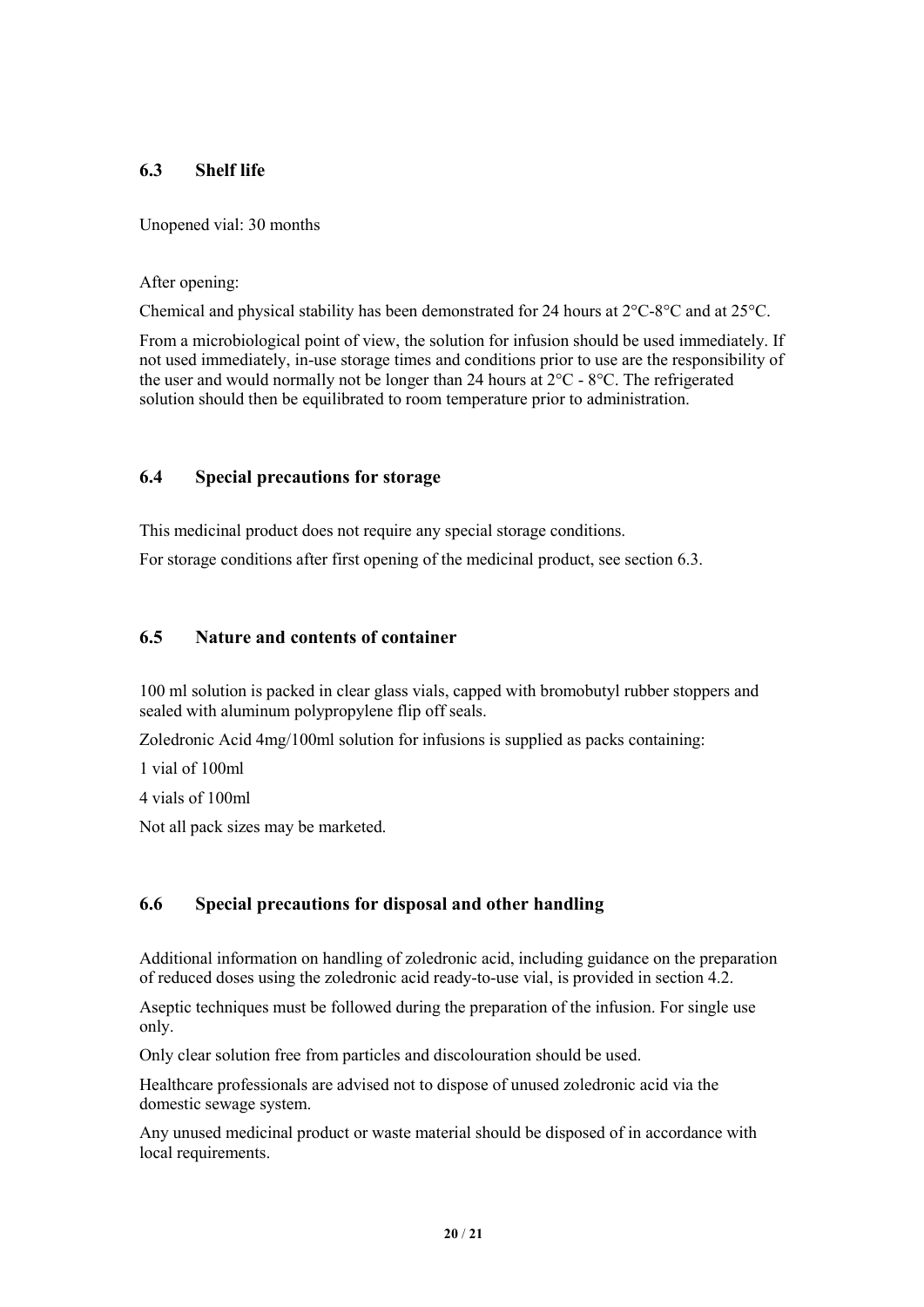## 6.3 Shelf life

Unopened vial: 30 months

After opening:

Chemical and physical stability has been demonstrated for 24 hours at 2°C-8°C and at 25°C.

From a microbiological point of view, the solution for infusion should be used immediately. If not used immediately, in-use storage times and conditions prior to use are the responsibility of the user and would normally not be longer than 24 hours at 2°C - 8°C. The refrigerated solution should then be equilibrated to room temperature prior to administration.

## 6.4 Special precautions for storage

This medicinal product does not require any special storage conditions.

For storage conditions after first opening of the medicinal product, see section 6.3.

## 6.5 Nature and contents of container

100 ml solution is packed in clear glass vials, capped with bromobutyl rubber stoppers and sealed with aluminum polypropylene flip off seals.

Zoledronic Acid 4mg/100ml solution for infusions is supplied as packs containing:

1 vial of 100ml

4 vials of 100ml

Not all pack sizes may be marketed.

## 6.6 Special precautions for disposal and other handling

Additional information on handling of zoledronic acid, including guidance on the preparation of reduced doses using the zoledronic acid ready-to-use vial, is provided in section 4.2.

Aseptic techniques must be followed during the preparation of the infusion. For single use only.

Only clear solution free from particles and discolouration should be used.

Healthcare professionals are advised not to dispose of unused zoledronic acid via the domestic sewage system.

Any unused medicinal product or waste material should be disposed of in accordance with local requirements.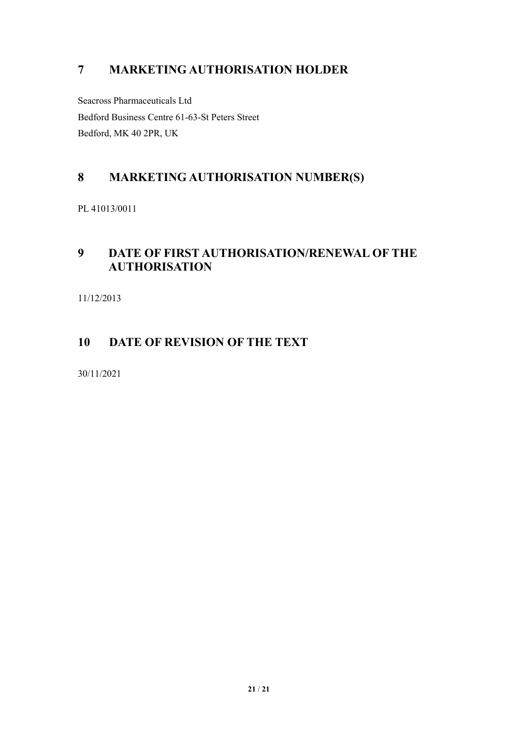## 7 MARKETING AUTHORISATION HOLDER

Seacross Pharmaceuticals Ltd
Bedford Business Centre 61-63-St Peters Street
Bedford, MK 40 2PR, UK

## 8 MARKETING AUTHORISATION NUMBER(S)

PL 41013/0011

## 9 DATE OF FIRST AUTHORISATION/RENEWAL OF THE AUTHORISATION

11/12/2013

## 10 DATE OF REVISION OF THE TEXT

30/11/2021